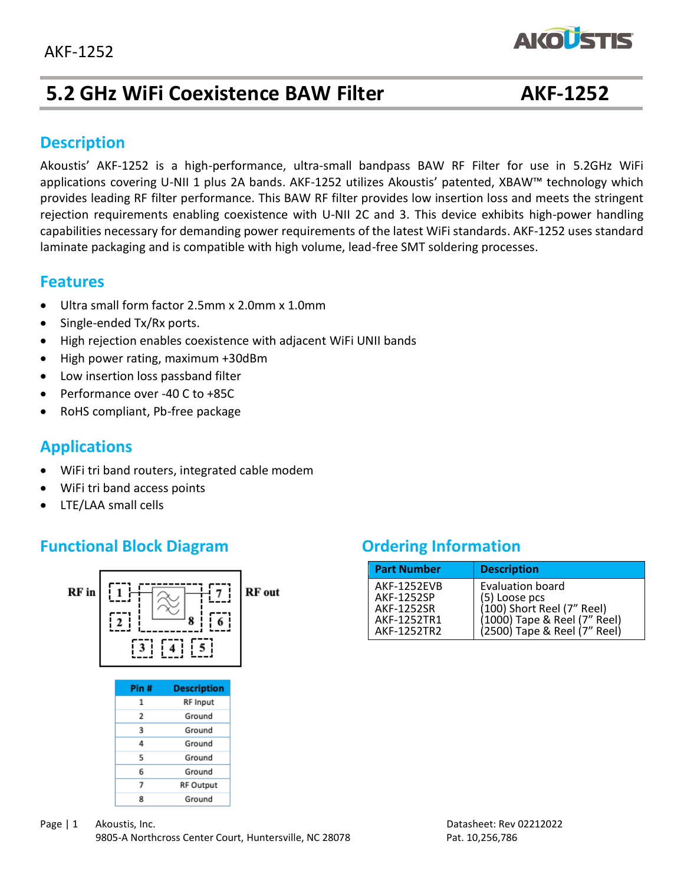# 5.2 GHz WiFi Coexistence BAW Filter AKF-1252

## Description

Akoustis' AKF-1252 is a high-performance, ultra-small bandpass BAW RF Filter for use in 5.2GHz WiFi applications covering U-NII 1 plus 2A bands. AKF-1252 utilizes Akoustis' patented, XBAW™ technology which provides leading RF filter performance. This BAW RF filter provides low insertion loss and meets the stringent rejection requirements enabling coexistence with U-NII 2C and 3. This device exhibits high-power handling capabilities necessary for demanding power requirements of the latest WiFi standards. AKF-1252 uses standard laminate packaging and is compatible with high volume, lead-free SMT soldering processes.

## Features

- Ultra small form factor 2.5mm x 2.0mm x 1.0mm
- Single-ended Tx/Rx ports.
- High rejection enables coexistence with adjacent WiFi UNII bands
- High power rating, maximum +30dBm
- Low insertion loss passband filter
- Performance over -40 C to +85C
- RoHS compliant, Pb-free package

## Applications

- WiFi tri band routers, integrated cable modem
- WiFi tri band access points
- LTE/LAA small cells

## Functional Block Diagram

RF in — 1, 2, 3, 4, 5, 6, 7, 8 — RF out

| Pin # | Description |
|---|---|
| 1 | RF Input |
| 2 | Ground |
| 3 | Ground |
| 4 | Ground |
| 5 | Ground |
| 6 | Ground |
| 7 | RF Output |
| 8 | Ground |

## Ordering Information

| Part Number | Description |
|---|---|
| AKF-1252EVB | Evaluation board |
| AKF-1252SP | (5) Loose pcs |
| AKF-1252SR | (100) Short Reel (7" Reel) |
| AKF-1252TR1 | (1000) Tape & Reel (7" Reel) |
| AKF-1252TR2 | (2500) Tape & Reel (7" Reel) |

Akoustis, Inc.
9805-A Northcross Center Court, Huntersville, NC 28078

Datasheet: Rev 02212022
Pat. 10,256,786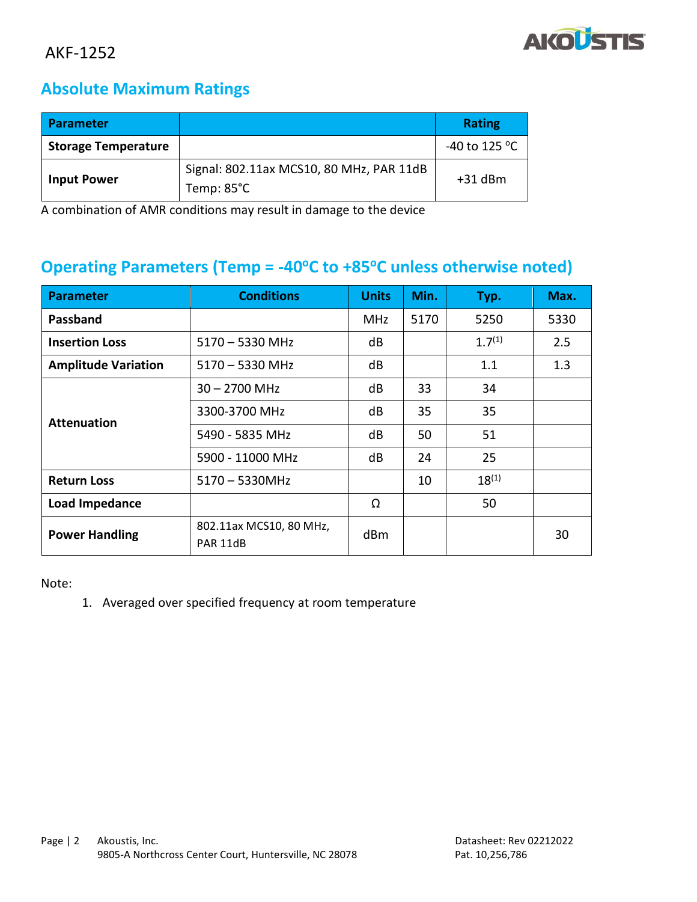## Absolute Maximum Ratings

| Parameter | | Rating |
|---|---|---|
| **Storage Temperature** | | -40 to 125 °C |
| **Input Power** | Signal: 802.11ax MCS10, 80 MHz, PAR 11dB<br>Temp: 85°C | +31 dBm |

A combination of AMR conditions may result in damage to the device

## Operating Parameters (Temp = -40ºC to +85ºC unless otherwise noted)

| Parameter | Conditions | Units | Min. | Typ. | Max. |
|---|---|---|---|---|---|
| **Passband** | | MHz | 5170 | 5250 | 5330 |
| **Insertion Loss** | 5170 – 5330 MHz | dB | | 1.7[1] | 2.5 |
| **Amplitude Variation** | 5170 – 5330 MHz | dB | | 1.1 | 1.3 |
| **Attenuation** | 30 – 2700 MHz | dB | 33 | 34 | |
| | 3300-3700 MHz | dB | 35 | 35 | |
| | 5490 - 5835 MHz | dB | 50 | 51 | |
| | 5900 - 11000 MHz | dB | 24 | 25 | |
| **Return Loss** | 5170 – 5330MHz | | 10 | 18[1] | |
| **Load Impedance** | | Ω | | 50 | |
| **Power Handling** | 802.11ax MCS10, 80 MHz, PAR 11dB | dBm | | | 30 |

Note:

1. Averaged over specified frequency at room temperature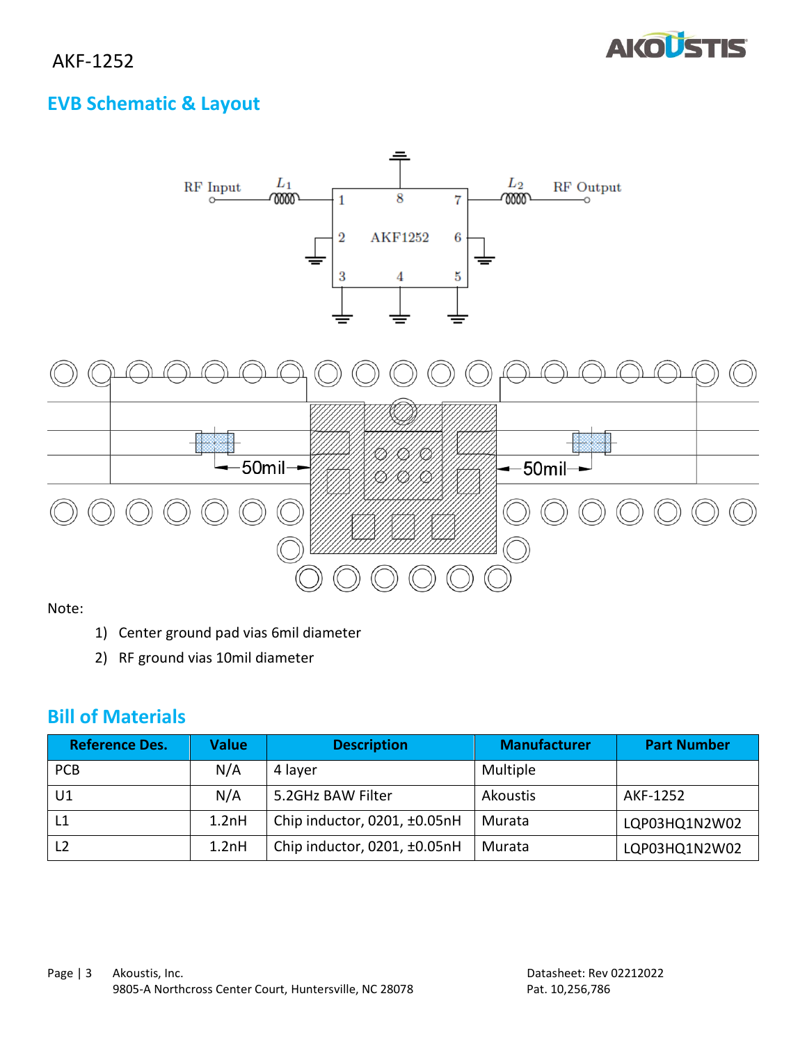## EVB Schematic & Layout

Note:

1) Center ground pad vias 6mil diameter
2) RF ground vias 10mil diameter

## Bill of Materials

| Reference Des. | Value | Description | Manufacturer | Part Number |
|---|---|---|---|---|
| PCB | N/A | 4 layer | Multiple | |
| U1 | N/A | 5.2GHz BAW Filter | Akoustis | AKF-1252 |
| L1 | 1.2nH | Chip inductor, 0201, ±0.05nH | Murata | LQP03HQ1N2W02 |
| L2 | 1.2nH | Chip inductor, 0201, ±0.05nH | Murata | LQP03HQ1N2W02 |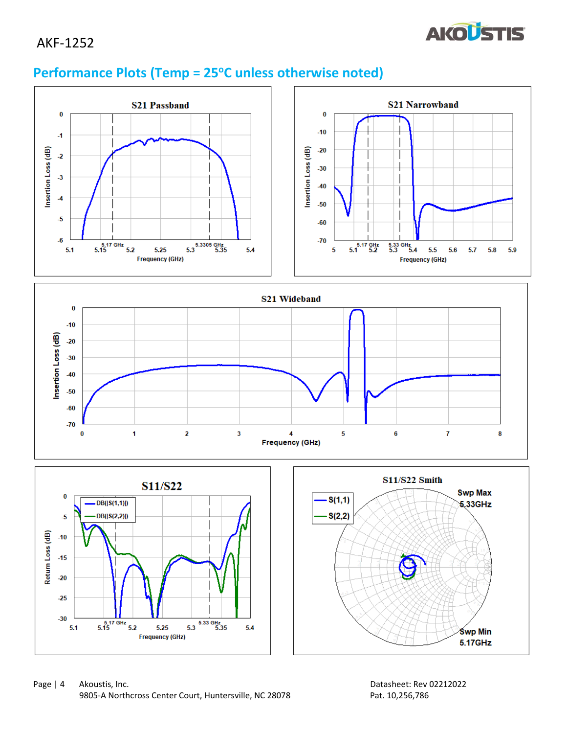## Performance Plots (Temp = 25°C unless otherwise noted)

S21 Passband

S21 Narrowband

S21 Wideband

S11/S22

S11/S22 Smith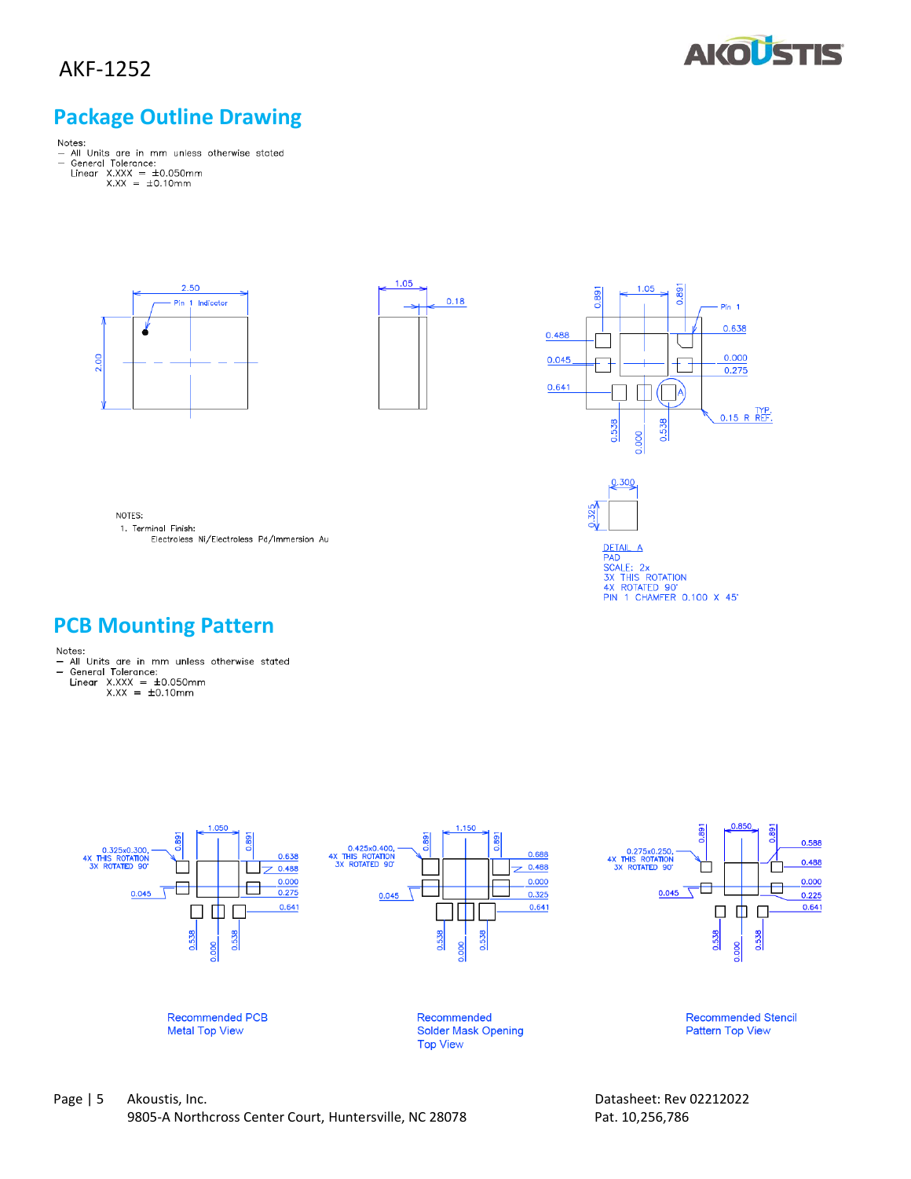## Package Outline Drawing

Notes:
- All Units are in mm unless otherwise stated
- General Tolerance:
  Linear X.XXX = ±0.050mm
  X.XX = ±0.10mm

2.50

Pin 1 Indicator

2.00

1.05

0.18

1.05

0.891

0.891

Pin 1

0.488

0.638

0.045

0.000

0.275

0.641

A

0.538

0.000

0.538

0.15 R TYP. REF.

NOTES:
1. Terminal Finish:
   Electroless Ni/Electroless Pd/Immersion Au

0.300

0.325

DETAIL A
PAD
SCALE: 2x
3X THIS ROTATION
4X ROTATED 90°
PIN 1 CHAMFER 0.100 X 45°

## PCB Mounting Pattern

Notes:
- All Units are in mm unless otherwise stated
- General Tolerance:
  Linear X.XXX = ±0.050mm
  X.XX = ±0.10mm

1.050

0.325x0.300,
4X THIS ROTATION
3X ROTATED 90°

0.891

0.891

0.638

0.488

0.000

0.275

0.045

0.641

0.538

0.000

0.538

Recommended PCB
Metal Top View

1.150

0.425x0.400,
4X THIS ROTATION
3X ROTATED 90°

0.891

0.891

0.688

0.488

0.000

0.325

0.045

0.641

0.538

0.000

0.538

Recommended
Solder Mask Opening
Top View

0.850

0.275x0.250,
4X THIS ROTATION
3X ROTATED 90°

0.891

0.891

0.588

0.488

0.000

0.225

0.045

0.641

0.538

0.000

0.538

Recommended Stencil
Pattern Top View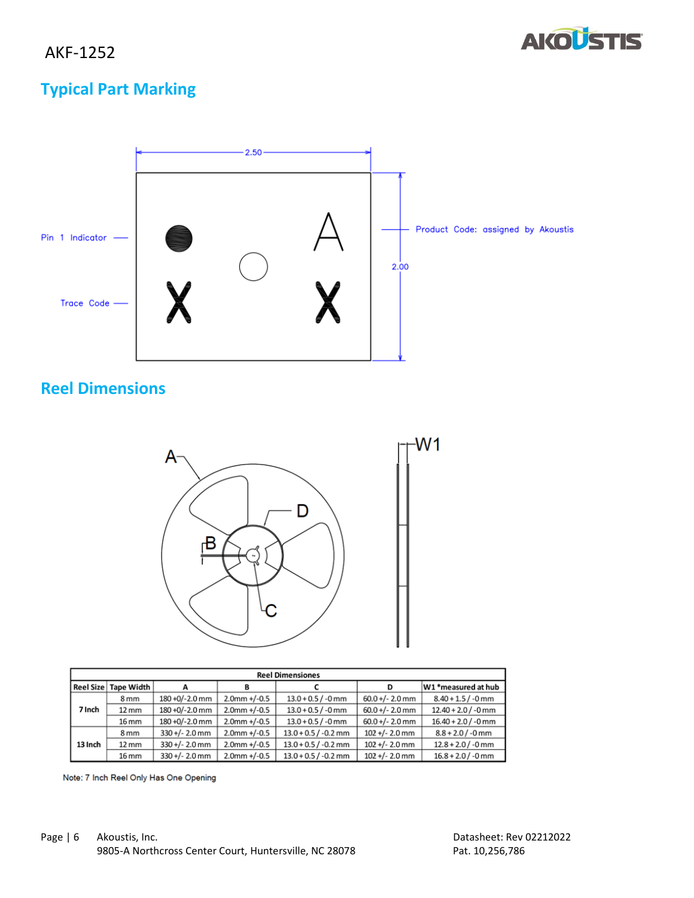## Typical Part Marking

Pin 1 Indicator

Trace Code

Product Code: assigned by Akoustis

2.50

2.00

## Reel Dimensions

| Reel Dimensiones | | | | | | |
|---|---|---|---|---|---|---|
| Reel Size | Tape Width | A | B | C | D | W1 *measured at hub |
| 7 Inch | 8 mm | 180 +0/-2.0 mm | 2.0mm +/-0.5 | 13.0 + 0.5 / -0 mm | 60.0 +/- 2.0 mm | 8.40 + 1.5 / -0 mm |
| | 12 mm | 180 +0/-2.0 mm | 2.0mm +/-0.5 | 13.0 + 0.5 / -0 mm | 60.0 +/- 2.0 mm | 12.40 + 2.0 / -0 mm |
| | 16 mm | 180 +0/-2.0 mm | 2.0mm +/-0.5 | 13.0 + 0.5 / -0 mm | 60.0 +/- 2.0 mm | 16.40 + 2.0 / -0 mm |
| 13 Inch | 8 mm | 330 +/- 2.0 mm | 2.0mm +/-0.5 | 13.0 + 0.5 / -0.2 mm | 102 +/- 2.0 mm | 8.8 + 2.0 / -0 mm |
| | 12 mm | 330 +/- 2.0 mm | 2.0mm +/-0.5 | 13.0 + 0.5 / -0.2 mm | 102 +/- 2.0 mm | 12.8 + 2.0 / -0 mm |
| | 16 mm | 330 +/- 2.0 mm | 2.0mm +/-0.5 | 13.0 + 0.5 / -0.2 mm | 102 +/- 2.0 mm | 16.8 + 2.0 / -0 mm |

Note: 7 Inch Reel Only Has One Opening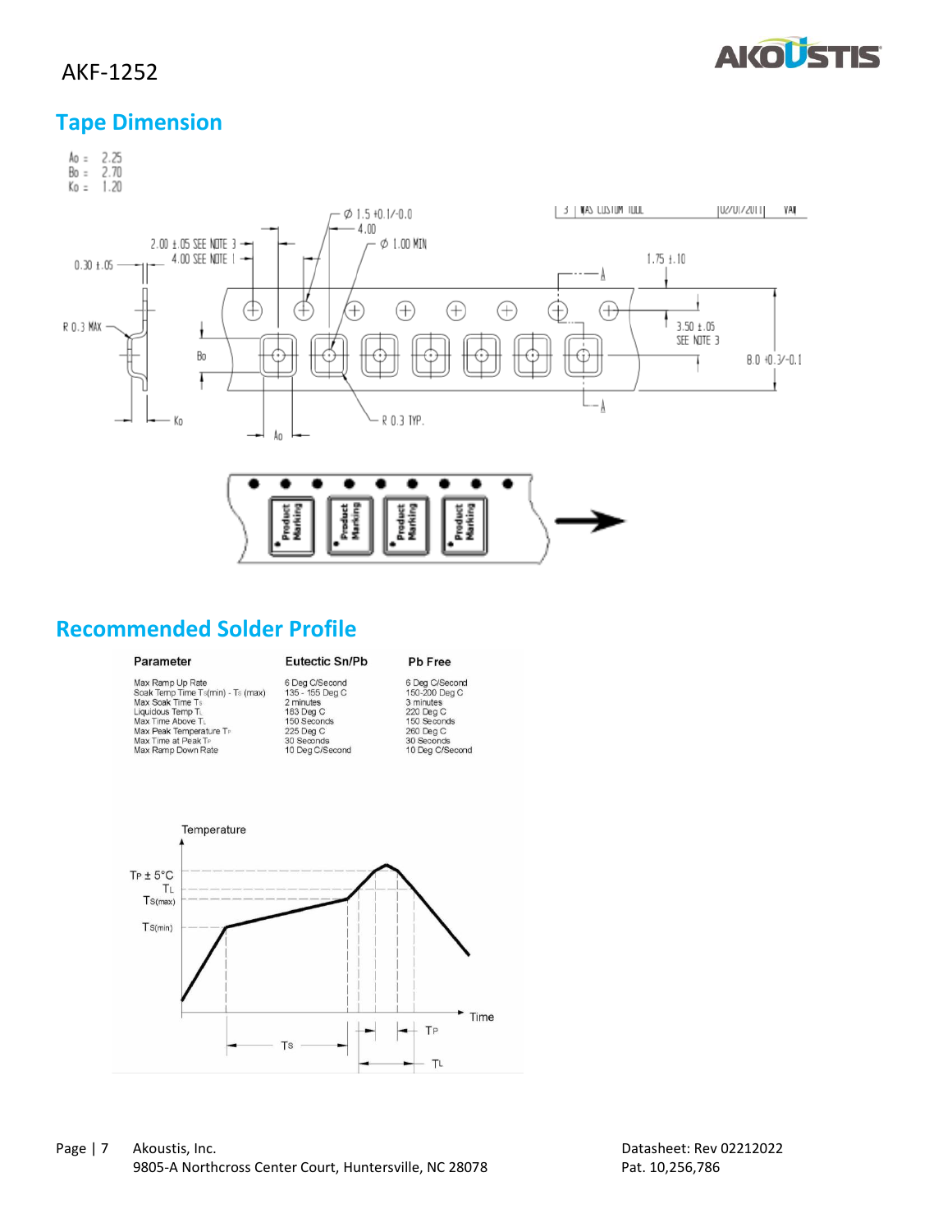## Tape Dimension

Ao = 2.25
Bo = 2.70
Ko = 1.20

## Recommended Solder Profile

| Parameter | Eutectic Sn/Pb | Pb Free |
|---|---|---|
| Max Ramp Up Rate | 6 Deg C/Second | 6 Deg C/Second |
| Soak Temp Time $T_{S(min)}$ - $T_{S(max)}$ | 135 - 155 Deg C | 150-200 Deg C |
| Max Soak Time $T_S$ | 2 minutes | 3 minutes |
| Liquidous Temp $T_L$ | 183 Deg C | 220 Deg C |
| Max Time Above $T_L$ | 150 Seconds | 150 Seconds |
| Max Peak Temperature $T_P$ | 225 Deg C | 260 Deg C |
| Max Time at Peak $T_P$ | 30 Seconds | 30 Seconds |
| Max Ramp Down Rate | 10 Deg C/Second | 10 Deg C/Second |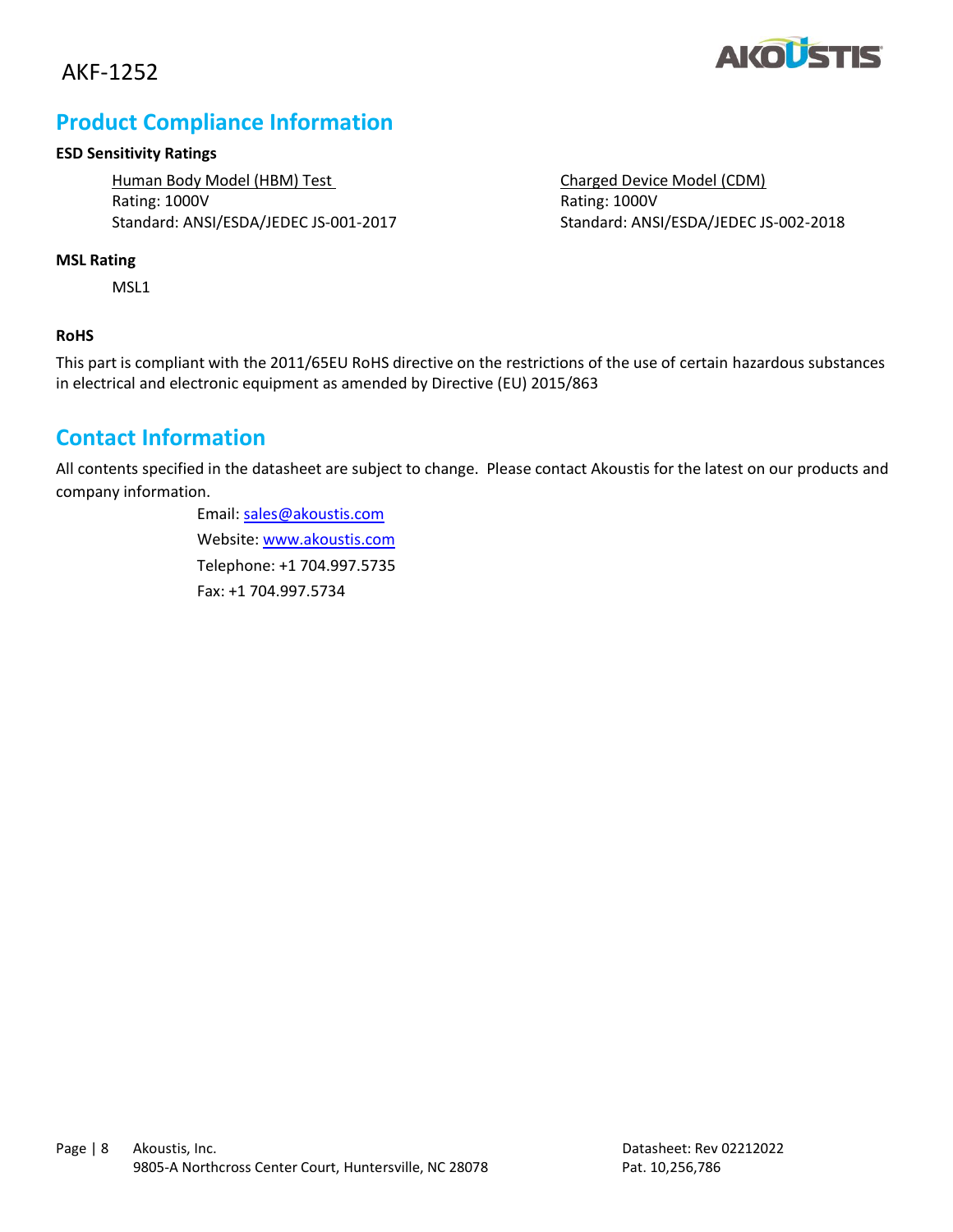## Product Compliance Information

**ESD Sensitivity Ratings**

Human Body Model (HBM) Test
Rating: 1000V
Standard: ANSI/ESDA/JEDEC JS-001-2017

Charged Device Model (CDM)
Rating: 1000V
Standard: ANSI/ESDA/JEDEC JS-002-2018

**MSL Rating**

MSL1

**RoHS**

This part is compliant with the 2011/65EU RoHS directive on the restrictions of the use of certain hazardous substances in electrical and electronic equipment as amended by Directive (EU) 2015/863

## Contact Information

All contents specified in the datasheet are subject to change. Please contact Akoustis for the latest on our products and company information.

Email: sales@akoustis.com
Website: www.akoustis.com
Telephone: +1 704.997.5735
Fax: +1 704.997.5734

Akoustis, Inc.
9805-A Northcross Center Court, Huntersville, NC 28078

Datasheet: Rev 02212022
Pat. 10,256,786